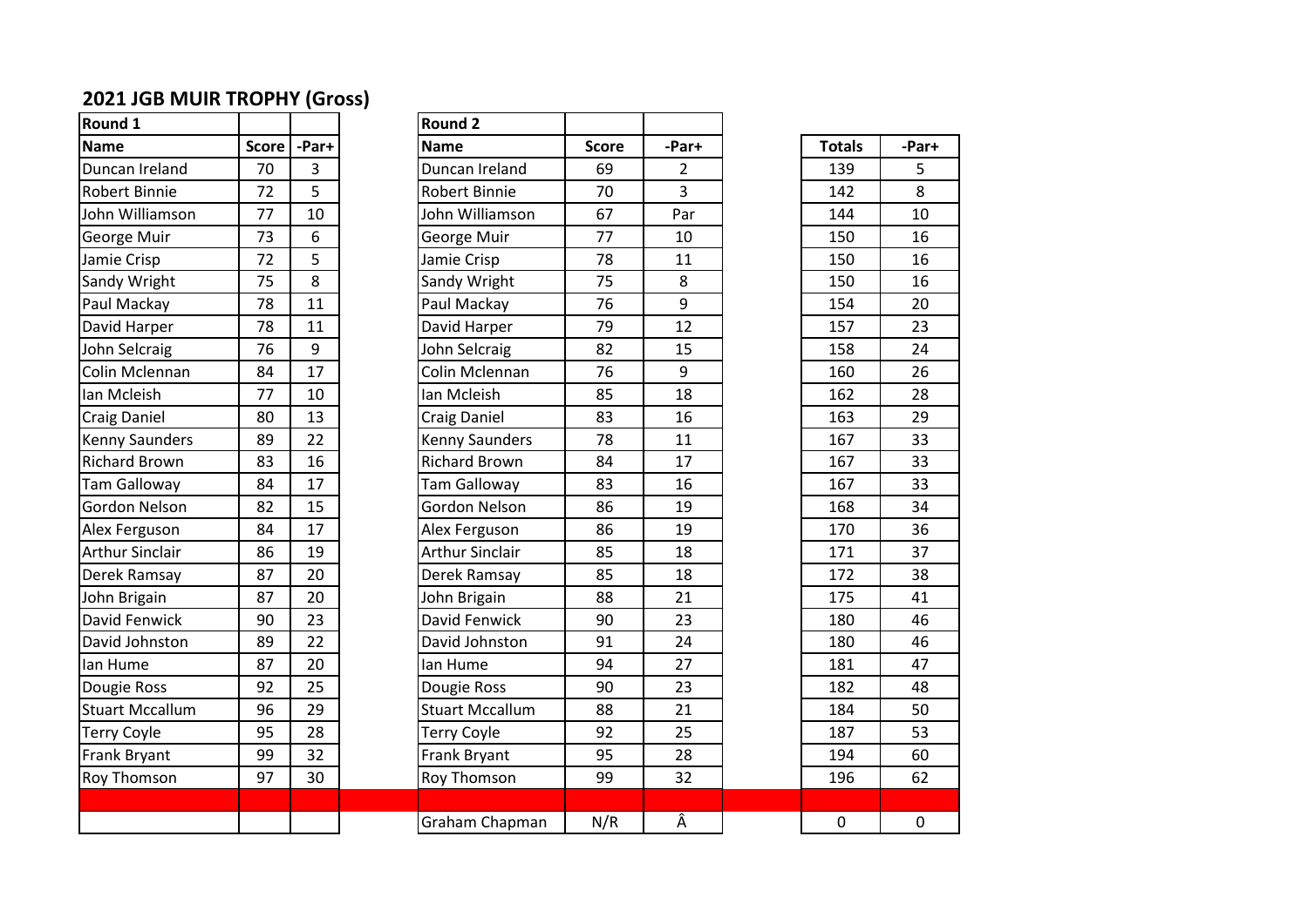## 2021 JGB MUIR TROPHY (Gross)

| Round 1 | | | Round 2 | | | | |
|---|---|---|---|---|---|---|---|
| **Name** | **Score** | **-Par+** | **Name** | **Score** | **-Par+** | **Totals** | **-Par+** |
| Duncan Ireland | 70 | 3 | Duncan Ireland | 69 | 2 | 139 | 5 |
| Robert Binnie | 72 | 5 | Robert Binnie | 70 | 3 | 142 | 8 |
| John Williamson | 77 | 10 | John Williamson | 67 | Par | 144 | 10 |
| George Muir | 73 | 6 | George Muir | 77 | 10 | 150 | 16 |
| Jamie Crisp | 72 | 5 | Jamie Crisp | 78 | 11 | 150 | 16 |
| Sandy Wright | 75 | 8 | Sandy Wright | 75 | 8 | 150 | 16 |
| Paul Mackay | 78 | 11 | Paul Mackay | 76 | 9 | 154 | 20 |
| David Harper | 78 | 11 | David Harper | 79 | 12 | 157 | 23 |
| John Selcraig | 76 | 9 | John Selcraig | 82 | 15 | 158 | 24 |
| Colin Mclennan | 84 | 17 | Colin Mclennan | 76 | 9 | 160 | 26 |
| Ian Mcleish | 77 | 10 | Ian Mcleish | 85 | 18 | 162 | 28 |
| Craig Daniel | 80 | 13 | Craig Daniel | 83 | 16 | 163 | 29 |
| Kenny Saunders | 89 | 22 | Kenny Saunders | 78 | 11 | 167 | 33 |
| Richard Brown | 83 | 16 | Richard Brown | 84 | 17 | 167 | 33 |
| Tam Galloway | 84 | 17 | Tam Galloway | 83 | 16 | 167 | 33 |
| Gordon Nelson | 82 | 15 | Gordon Nelson | 86 | 19 | 168 | 34 |
| Alex Ferguson | 84 | 17 | Alex Ferguson | 86 | 19 | 170 | 36 |
| Arthur Sinclair | 86 | 19 | Arthur Sinclair | 85 | 18 | 171 | 37 |
| Derek Ramsay | 87 | 20 | Derek Ramsay | 85 | 18 | 172 | 38 |
| John Brigain | 87 | 20 | John Brigain | 88 | 21 | 175 | 41 |
| David Fenwick | 90 | 23 | David Fenwick | 90 | 23 | 180 | 46 |
| David Johnston | 89 | 22 | David Johnston | 91 | 24 | 180 | 46 |
| Ian Hume | 87 | 20 | Ian Hume | 94 | 27 | 181 | 47 |
| Dougie Ross | 92 | 25 | Dougie Ross | 90 | 23 | 182 | 48 |
| Stuart Mccallum | 96 | 29 | Stuart Mccallum | 88 | 21 | 184 | 50 |
| Terry Coyle | 95 | 28 | Terry Coyle | 92 | 25 | 187 | 53 |
| Frank Bryant | 99 | 32 | Frank Bryant | 95 | 28 | 194 | 60 |
| Roy Thomson | 97 | 30 | Roy Thomson | 99 | 32 | 196 | 62 |
| | | | | | | | |
| | | | Graham Chapman | N/R | Â | 0 | 0 |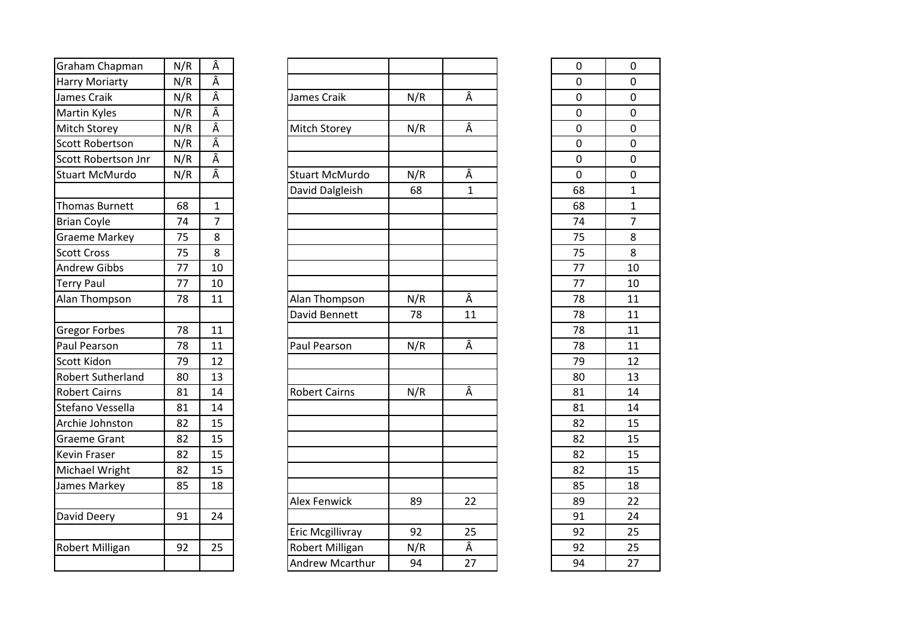| | | | | | | | |
|---|---|---|---|---|---|---|---|
| Graham Chapman | N/R | Â | | | | 0 | 0 |
| Harry Moriarty | N/R | Â | | | | 0 | 0 |
| James Craik | N/R | Â | James Craik | N/R | Â | 0 | 0 |
| Martin Kyles | N/R | Â | | | | 0 | 0 |
| Mitch Storey | N/R | Â | Mitch Storey | N/R | Â | 0 | 0 |
| Scott Robertson | N/R | Â | | | | 0 | 0 |
| Scott Robertson Jnr | N/R | Â | | | | 0 | 0 |
| Stuart McMurdo | N/R | Â | Stuart McMurdo | N/R | Â | 0 | 0 |
| | | | David Dalgleish | 68 | 1 | 68 | 1 |
| Thomas Burnett | 68 | 1 | | | | 68 | 1 |
| Brian Coyle | 74 | 7 | | | | 74 | 7 |
| Graeme Markey | 75 | 8 | | | | 75 | 8 |
| Scott Cross | 75 | 8 | | | | 75 | 8 |
| Andrew Gibbs | 77 | 10 | | | | 77 | 10 |
| Terry Paul | 77 | 10 | | | | 77 | 10 |
| Alan Thompson | 78 | 11 | Alan Thompson | N/R | Â | 78 | 11 |
| | | | David Bennett | 78 | 11 | 78 | 11 |
| Gregor Forbes | 78 | 11 | | | | 78 | 11 |
| Paul Pearson | 78 | 11 | Paul Pearson | N/R | Â | 78 | 11 |
| Scott Kidon | 79 | 12 | | | | 79 | 12 |
| Robert Sutherland | 80 | 13 | | | | 80 | 13 |
| Robert Cairns | 81 | 14 | Robert Cairns | N/R | Â | 81 | 14 |
| Stefano Vessella | 81 | 14 | | | | 81 | 14 |
| Archie Johnston | 82 | 15 | | | | 82 | 15 |
| Graeme Grant | 82 | 15 | | | | 82 | 15 |
| Kevin Fraser | 82 | 15 | | | | 82 | 15 |
| Michael Wright | 82 | 15 | | | | 82 | 15 |
| James Markey | 85 | 18 | | | | 85 | 18 |
| | | | Alex Fenwick | 89 | 22 | 89 | 22 |
| David Deery | 91 | 24 | | | | 91 | 24 |
| | | | Eric Mcgillivray | 92 | 25 | 92 | 25 |
| Robert Milligan | 92 | 25 | Robert Milligan | N/R | Â | 92 | 25 |
| | | | Andrew Mcarthur | 94 | 27 | 94 | 27 |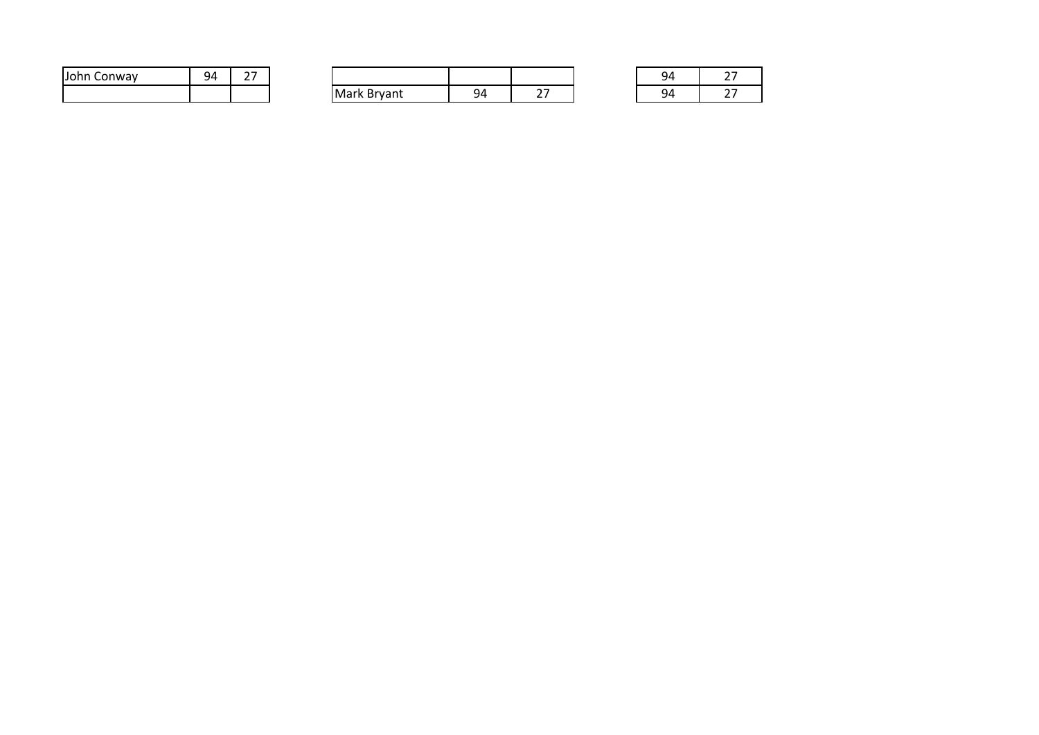| | | |
|---|---|---|
| John Conway | 94 | 27 |
| | | |

| | | |
|---|---|---|
| | | |
| Mark Bryant | 94 | 27 |

| | |
|---|---|
| 94 | 27 |
| 94 | 27 |